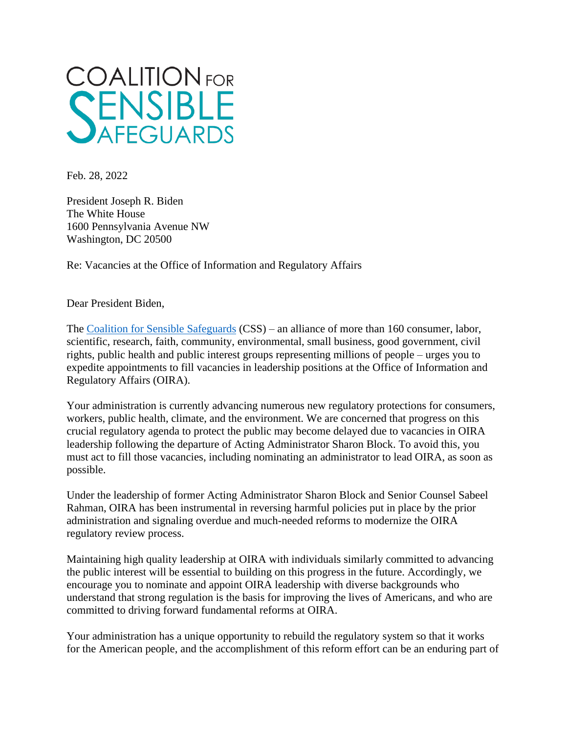COALITION FOR SENSIBLE SAFEGUARDS

Feb. 28, 2022

President Joseph R. Biden
The White House
1600 Pennsylvania Avenue NW
Washington, DC 20500

Re: Vacancies at the Office of Information and Regulatory Affairs

Dear President Biden,

The [Coalition for Sensible Safeguards](#) (CSS) – an alliance of more than 160 consumer, labor, scientific, research, faith, community, environmental, small business, good government, civil rights, public health and public interest groups representing millions of people – urges you to expedite appointments to fill vacancies in leadership positions at the Office of Information and Regulatory Affairs (OIRA).

Your administration is currently advancing numerous new regulatory protections for consumers, workers, public health, climate, and the environment. We are concerned that progress on this crucial regulatory agenda to protect the public may become delayed due to vacancies in OIRA leadership following the departure of Acting Administrator Sharon Block. To avoid this, you must act to fill those vacancies, including nominating an administrator to lead OIRA, as soon as possible.

Under the leadership of former Acting Administrator Sharon Block and Senior Counsel Sabeel Rahman, OIRA has been instrumental in reversing harmful policies put in place by the prior administration and signaling overdue and much-needed reforms to modernize the OIRA regulatory review process.

Maintaining high quality leadership at OIRA with individuals similarly committed to advancing the public interest will be essential to building on this progress in the future. Accordingly, we encourage you to nominate and appoint OIRA leadership with diverse backgrounds who understand that strong regulation is the basis for improving the lives of Americans, and who are committed to driving forward fundamental reforms at OIRA.

Your administration has a unique opportunity to rebuild the regulatory system so that it works for the American people, and the accomplishment of this reform effort can be an enduring part of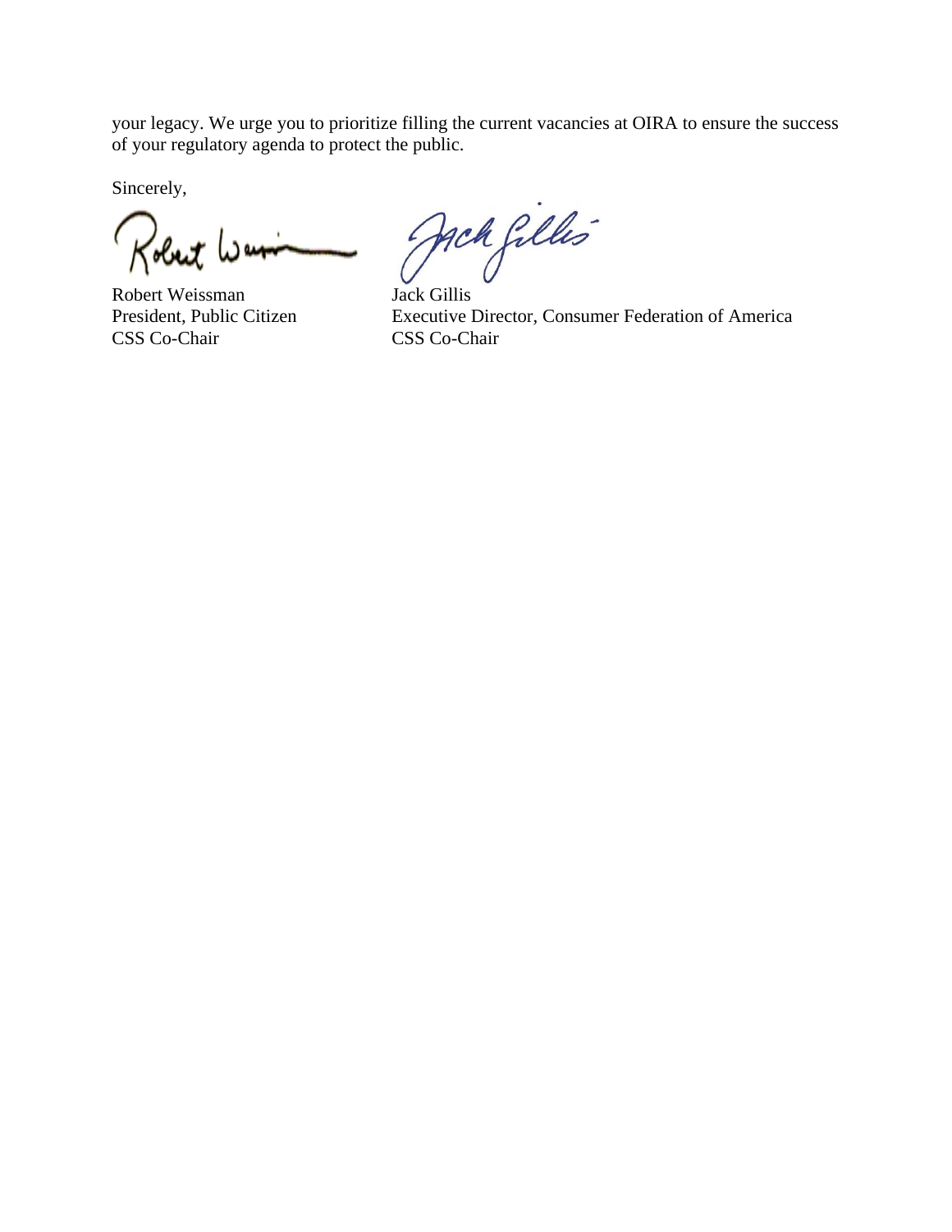your legacy. We urge you to prioritize filling the current vacancies at OIRA to ensure the success of your regulatory agenda to protect the public.

Sincerely,

Robert Weissman
President, Public Citizen
CSS Co-Chair

Jack Gillis
Executive Director, Consumer Federation of America
CSS Co-Chair